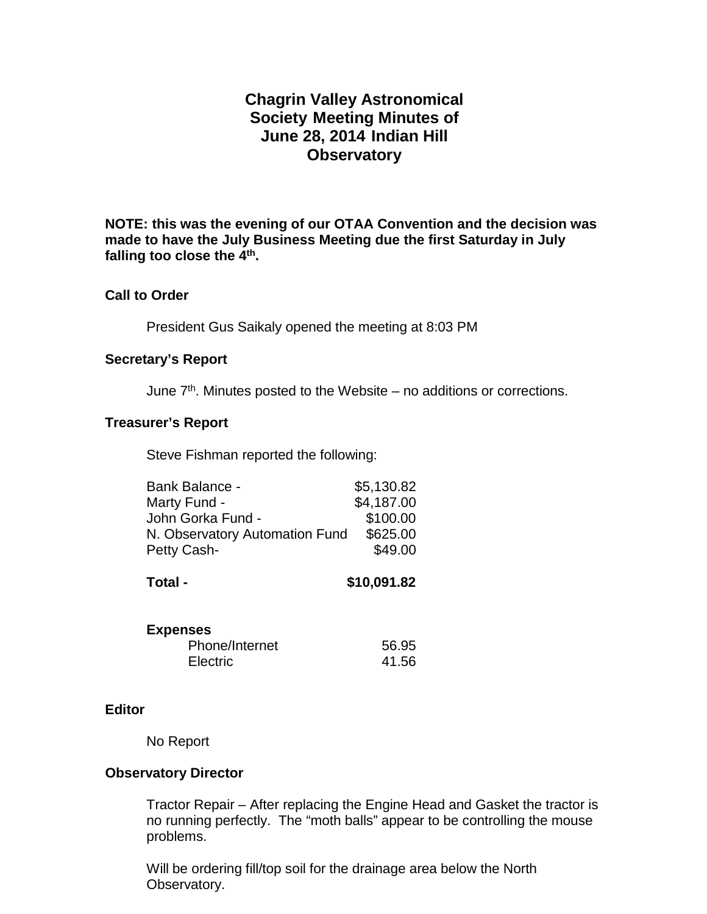# Chagrin Valley Astronomical Society Meeting Minutes of June 28, 2014 Indian Hill Observatory

**NOTE: this was the evening of our OTAA Convention and the decision was made to have the July Business Meeting due the first Saturday in July falling too close the 4th.**

### Call to Order

President Gus Saikaly opened the meeting at 8:03 PM

### Secretary's Report

June 7th. Minutes posted to the Website – no additions or corrections.

### Treasurer's Report

Steve Fishman reported the following:

| | |
|---|---:|
| Bank Balance - | $5,130.82 |
| Marty Fund - | $4,187.00 |
| John Gorka Fund - | $100.00 |
| N. Observatory Automation Fund | $625.00 |
| Petty Cash- | $49.00 |
| **Total -** | **$10,091.82** |

**Expenses**

| | |
|---|---:|
| Phone/Internet | 56.95 |
| Electric | 41.56 |

### Editor

No Report

### Observatory Director

Tractor Repair – After replacing the Engine Head and Gasket the tractor is no running perfectly. The "moth balls" appear to be controlling the mouse problems.

Will be ordering fill/top soil for the drainage area below the North Observatory.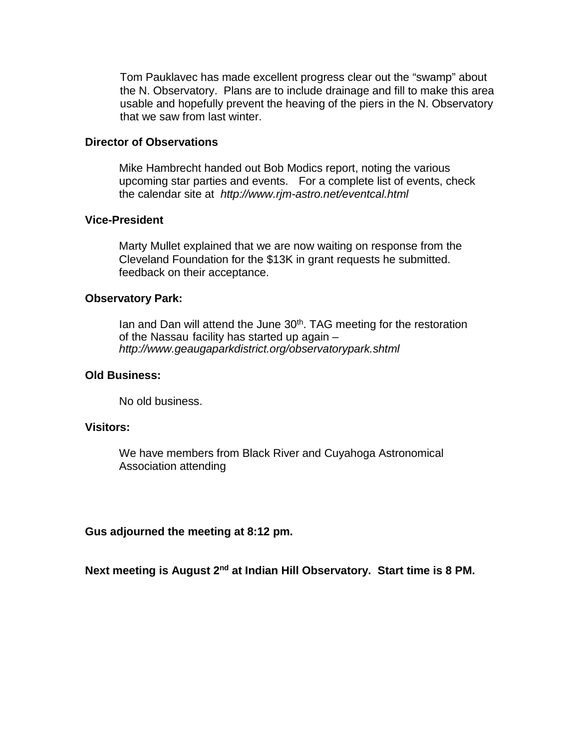Tom Pauklavec has made excellent progress clear out the “swamp” about the N. Observatory. Plans are to include drainage and fill to make this area usable and hopefully prevent the heaving of the piers in the N. Observatory that we saw from last winter.

**Director of Observations**

Mike Hambrecht handed out Bob Modics report, noting the various upcoming star parties and events. For a complete list of events, check the calendar site at *http://www.rjm-astro.net/eventcal.html*

**Vice-President**

Marty Mullet explained that we are now waiting on response from the Cleveland Foundation for the $13K in grant requests he submitted. feedback on their acceptance.

**Observatory Park:**

Ian and Dan will attend the June 30th. TAG meeting for the restoration of the Nassau facility has started up again – *http://www.geaugaparkdistrict.org/observatorypark.shtml*

**Old Business:**

No old business.

**Visitors:**

We have members from Black River and Cuyahoga Astronomical Association attending

**Gus adjourned the meeting at 8:12 pm.**

**Next meeting is August 2nd at Indian Hill Observatory. Start time is 8 PM.**